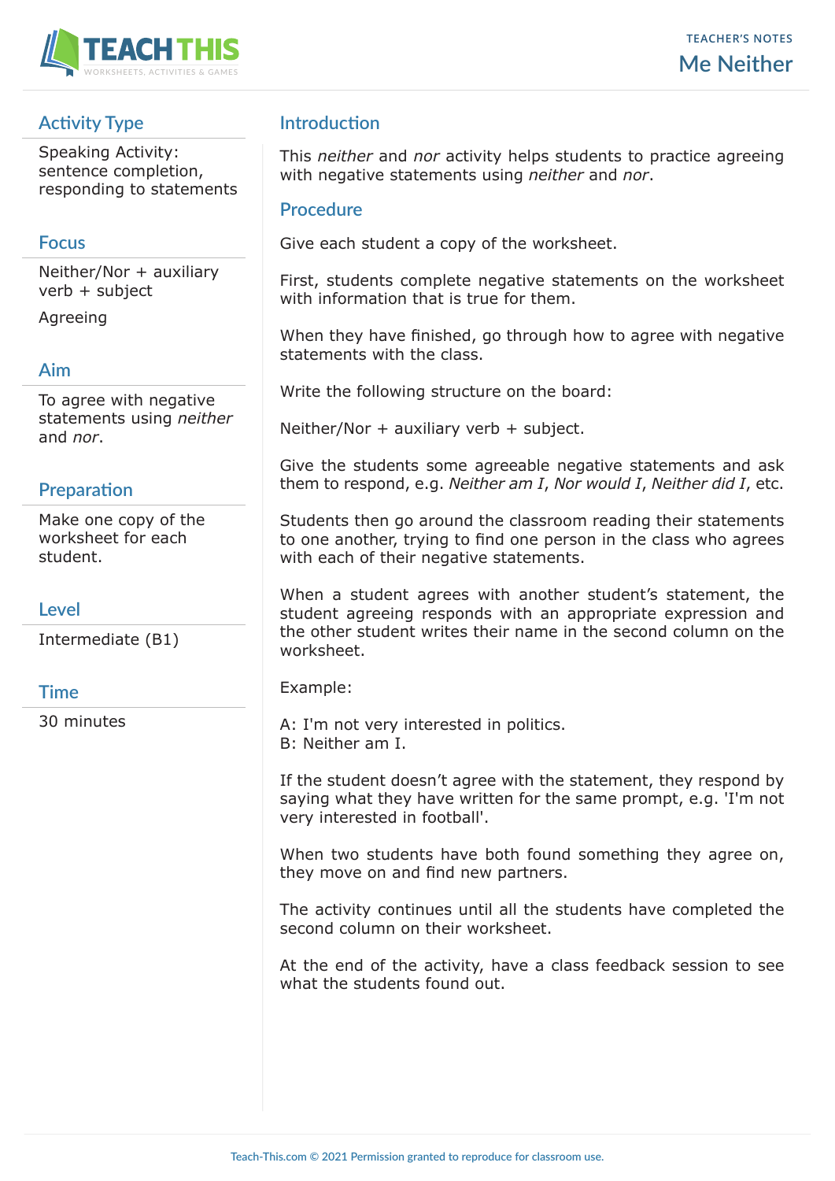TEACHER'S NOTES

# Me Neither

## Activity Type

Speaking Activity: sentence completion, responding to statements

## Focus

Neither/Nor + auxiliary verb + subject

Agreeing

## Aim

To agree with negative statements using *neither* and *nor*.

## Preparation

Make one copy of the worksheet for each student.

## Level

Intermediate (B1)

## Time

30 minutes

## Introduction

This *neither* and *nor* activity helps students to practice agreeing with negative statements using *neither* and *nor*.

## Procedure

Give each student a copy of the worksheet.

First, students complete negative statements on the worksheet with information that is true for them.

When they have finished, go through how to agree with negative statements with the class.

Write the following structure on the board:

Neither/Nor + auxiliary verb + subject.

Give the students some agreeable negative statements and ask them to respond, e.g. *Neither am I*, *Nor would I*, *Neither did I*, etc.

Students then go around the classroom reading their statements to one another, trying to find one person in the class who agrees with each of their negative statements.

When a student agrees with another student's statement, the student agreeing responds with an appropriate expression and the other student writes their name in the second column on the worksheet.

Example:

A: I'm not very interested in politics.
B: Neither am I.

If the student doesn't agree with the statement, they respond by saying what they have written for the same prompt, e.g. 'I'm not very interested in football'.

When two students have both found something they agree on, they move on and find new partners.

The activity continues until all the students have completed the second column on their worksheet.

At the end of the activity, have a class feedback session to see what the students found out.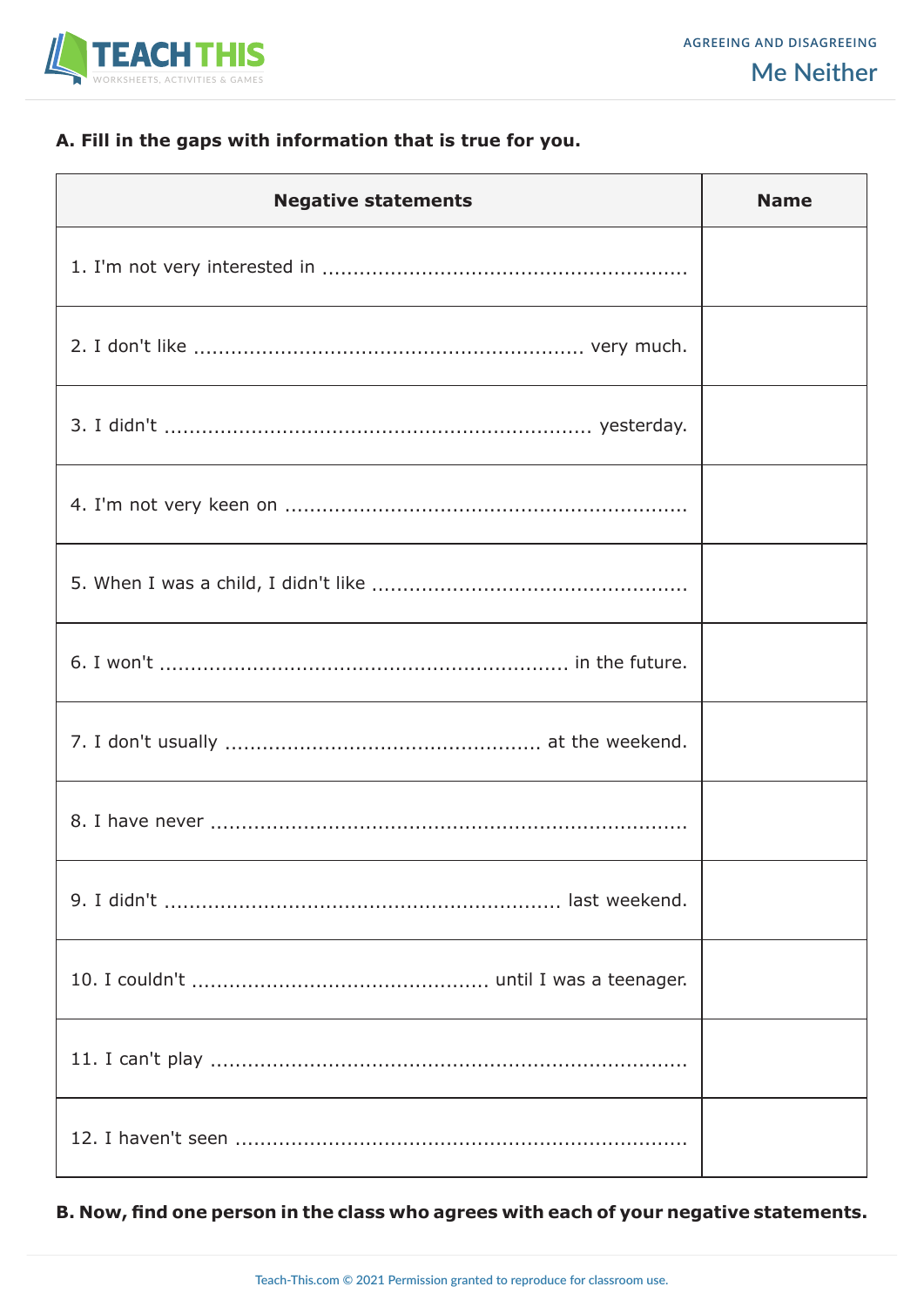AGREEING AND DISAGREEING

# Me Neither

**A. Fill in the gaps with information that is true for you.**

| Negative statements | Name |
|---|---|
| 1. I'm not very interested in ........................................................ | |
| 2. I don't like ............................................................ very much. | |
| 3. I didn't .................................................................. yesterday. | |
| 4. I'm not very keen on .............................................................. | |
| 5. When I was a child, I didn't like ................................................. | |
| 6. I won't ............................................................... in the future. | |
| 7. I don't usually ................................................ at the weekend. | |
| 8. I have never ........................................................................ | |
| 9. I didn't ............................................................... last weekend. | |
| 10. I couldn't ............................................. until I was a teenager. | |
| 11. I can't play ........................................................................ | |
| 12. I haven't seen ..................................................................... | |

**B. Now, find one person in the class who agrees with each of your negative statements.**